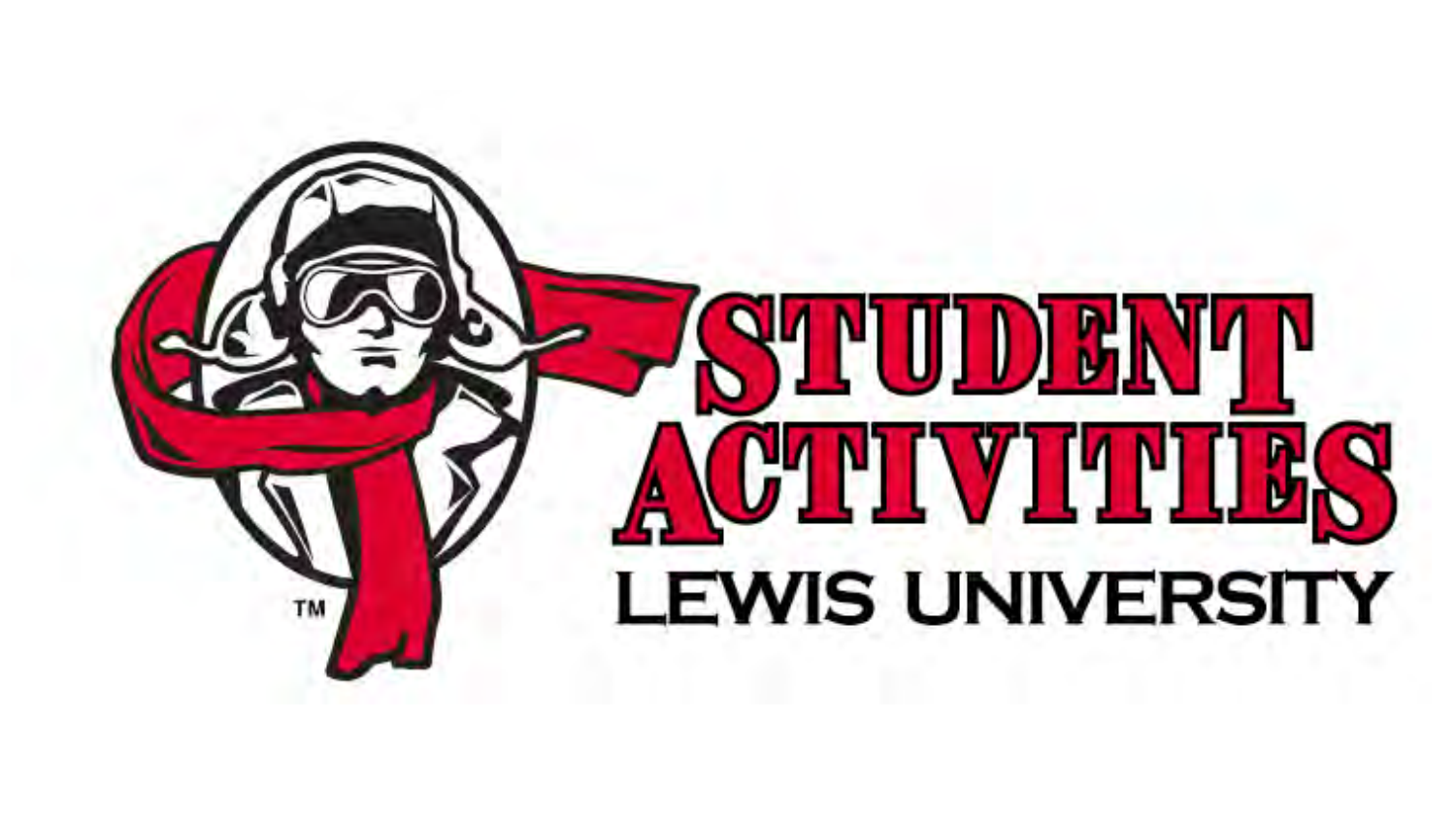# STUDENT ACTIVITIES

LEWIS UNIVERSITY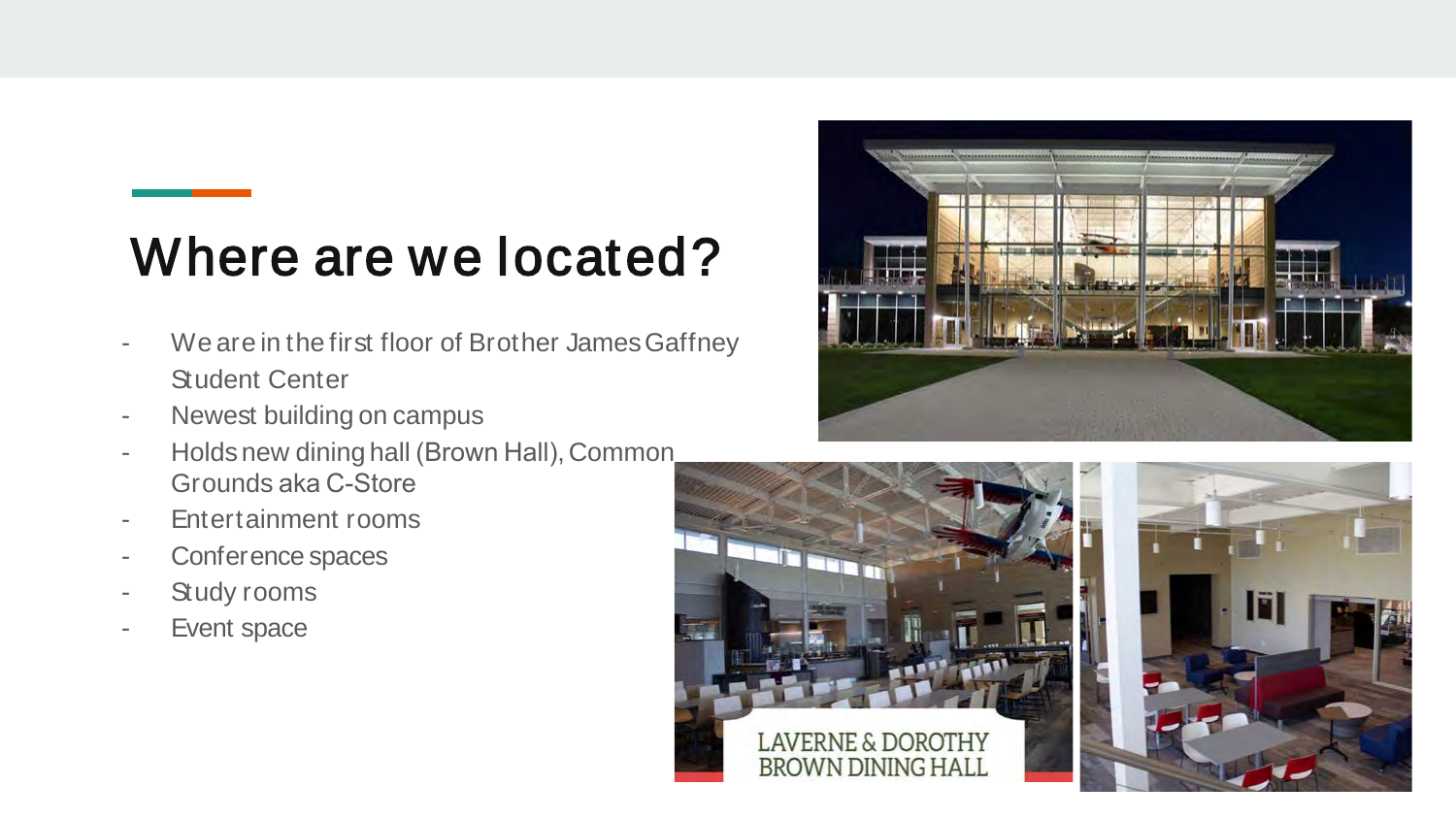# Where are we located?

- We are in the first floor of Brother James Gaffney Student Center
- Newest building on campus
- Holds new dining hall (Brown Hall), Common Grounds aka C-Store
- Entertainment rooms
- Conference spaces
- Study rooms
- Event space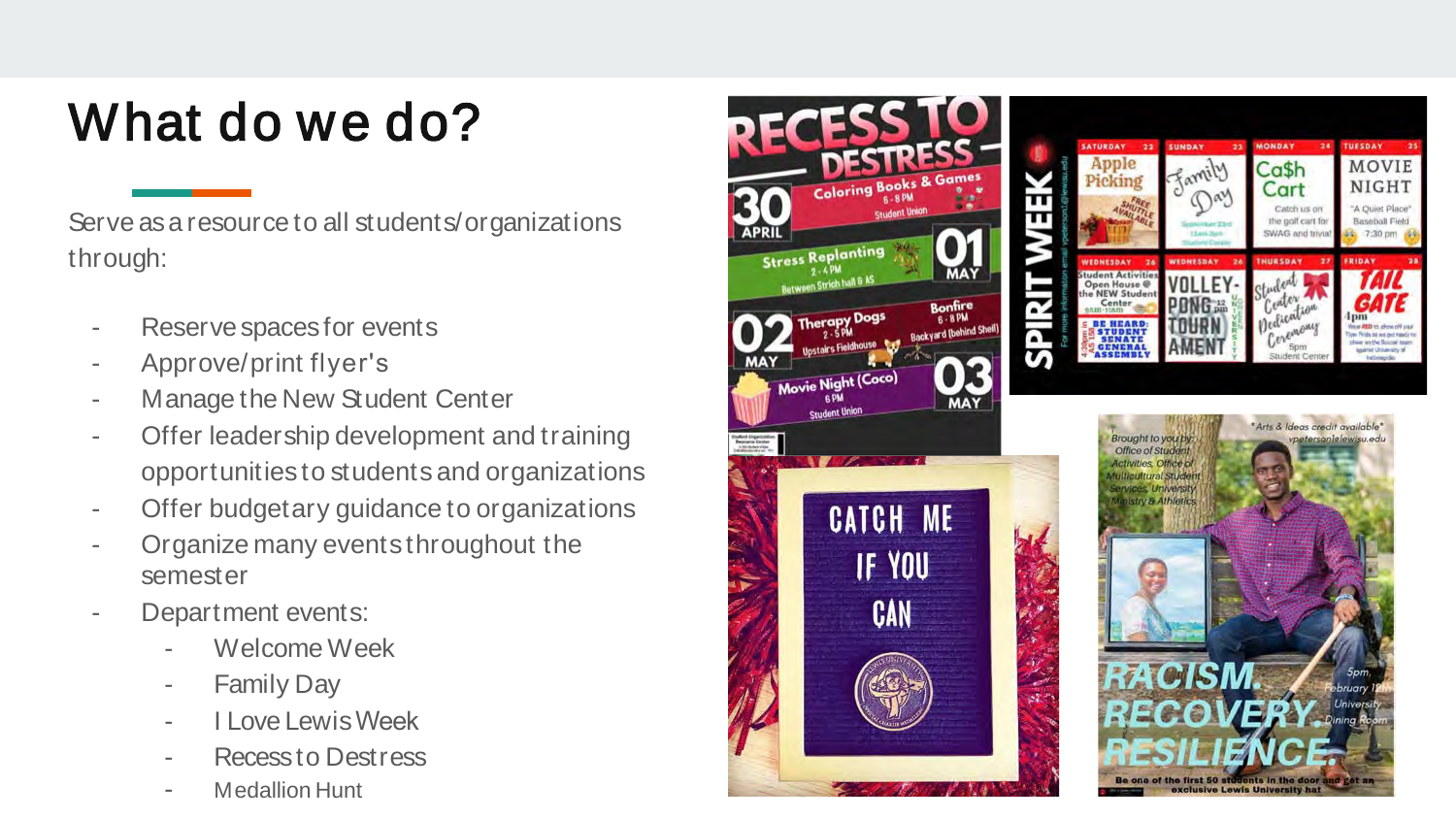# What do we do?

Serve as a resource to all students/organizations through:

- Reserve spaces for events
- Approve/print flyer's
- Manage the New Student Center
- Offer leadership development and training opportunities to students and organizations
- Offer budgetary guidance to organizations
- Organize many events throughout the semester
- Department events:
  - Welcome Week
  - Family Day
  - I Love Lewis Week
  - Recess to Destress
  - Medallion Hunt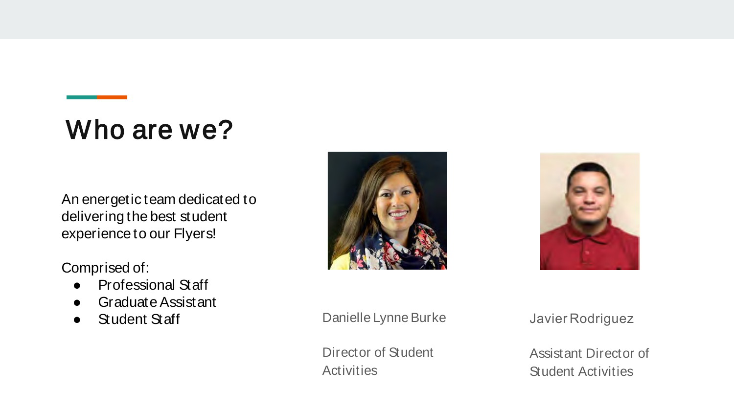# Who are we?

An energetic team dedicated to delivering the best student experience to our Flyers!

Comprised of:

- Professional Staff
- Graduate Assistant
- Student Staff

Danielle Lynne Burke

Director of Student Activities

Javier Rodriguez

Assistant Director of Student Activities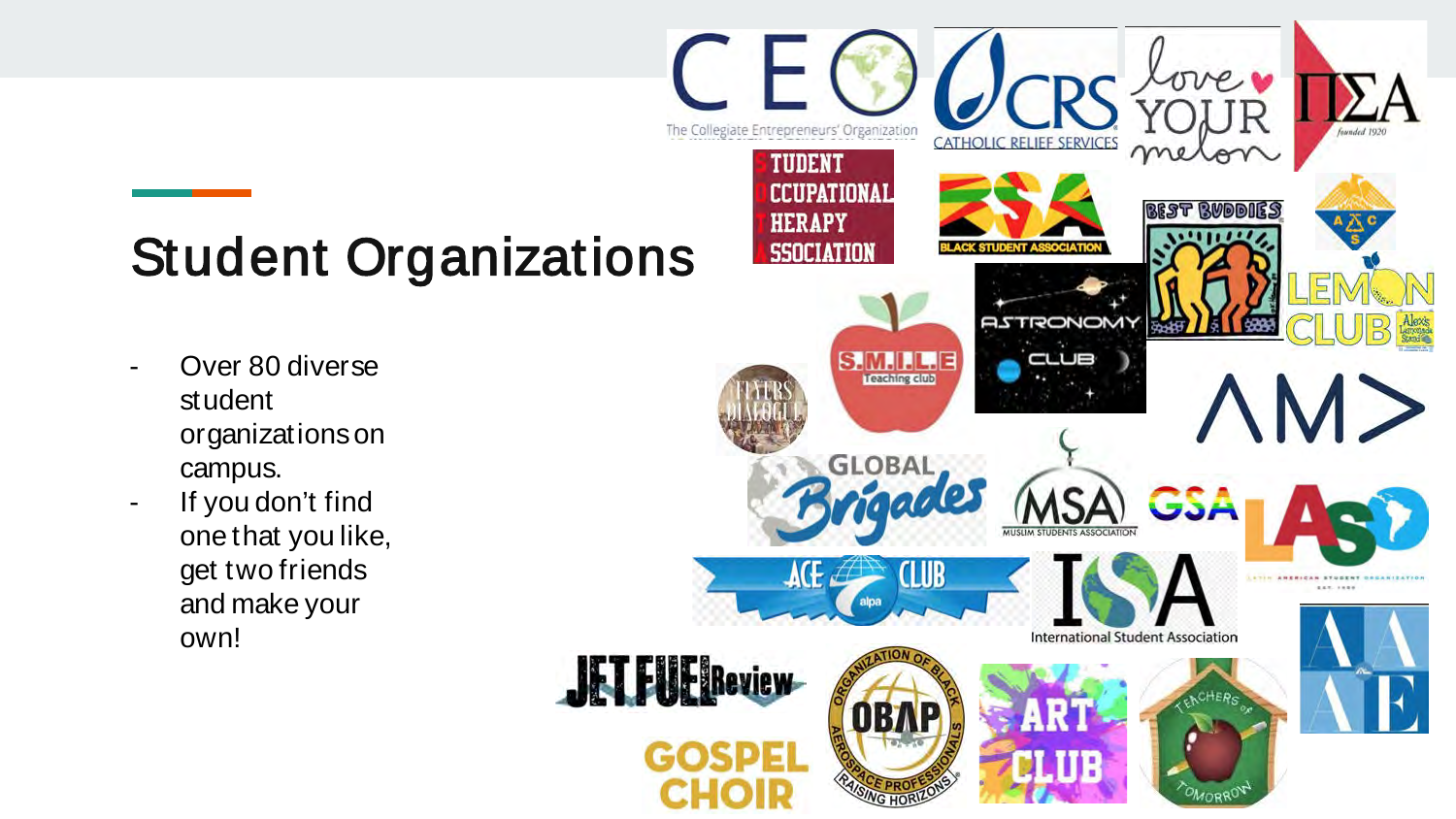# Student Organizations

- Over 80 diverse student organizations on campus.
- If you don't find one that you like, get two friends and make your own!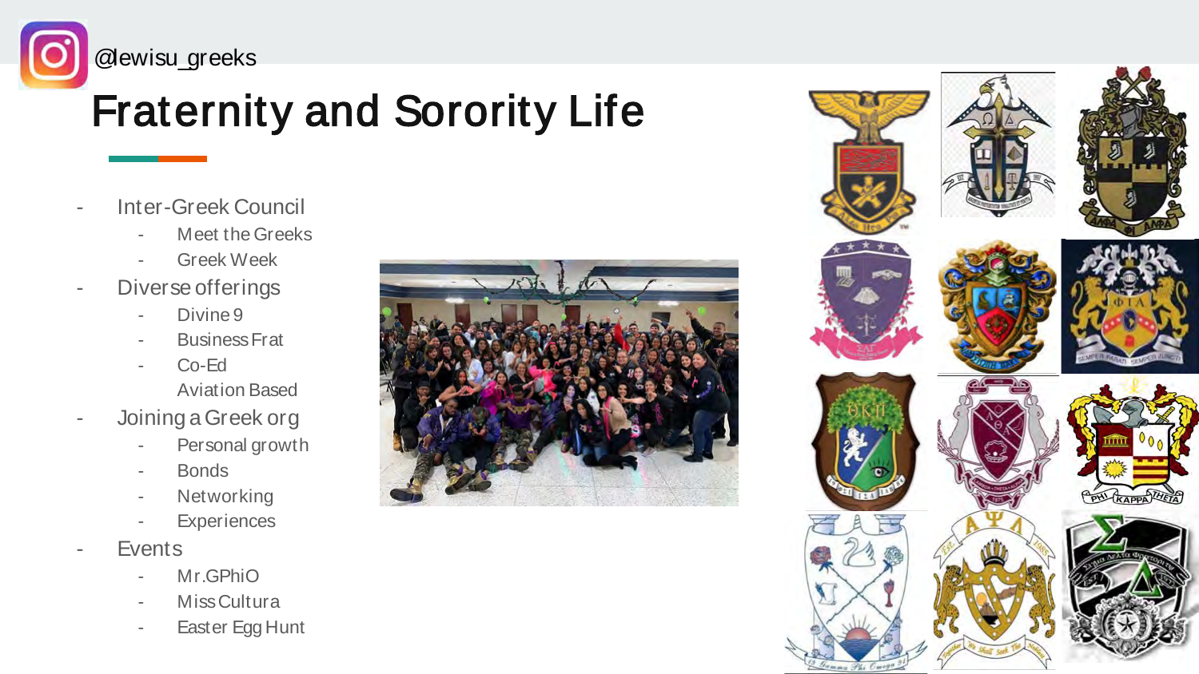@lewisu_greeks

# Fraternity and Sorority Life

- Inter-Greek Council
  - Meet the Greeks
  - Greek Week
- Diverse offerings
  - Divine 9
  - Business Frat
  - Co-Ed
    Aviation Based
- Joining a Greek org
  - Personal growth
  - Bonds
  - Networking
  - Experiences
- Events
  - Mr.GPhiO
  - Miss Cultura
  - Easter Egg Hunt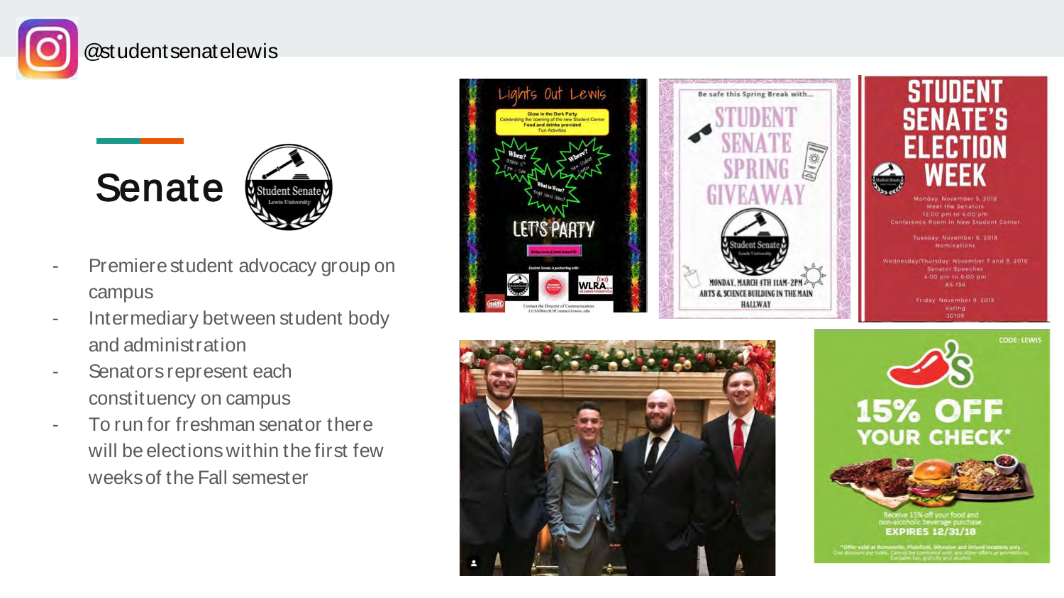@studentsenatelewis

# Senate

- Premiere student advocacy group on campus
- Intermediary between student body and administration
- Senators represent each constituency on campus
- To run for freshman senator there will be elections within the first few weeks of the Fall semester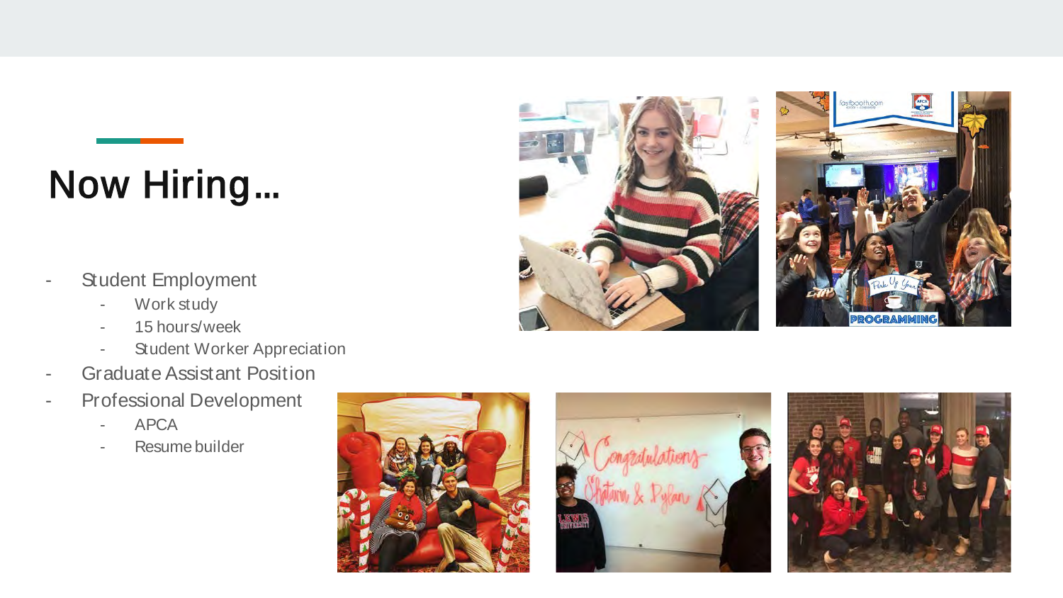# Now Hiring…

- Student Employment
  - Work study
  - 15 hours/week
  - Student Worker Appreciation
- Graduate Assistant Position
- Professional Development
  - APCA
  - Resume builder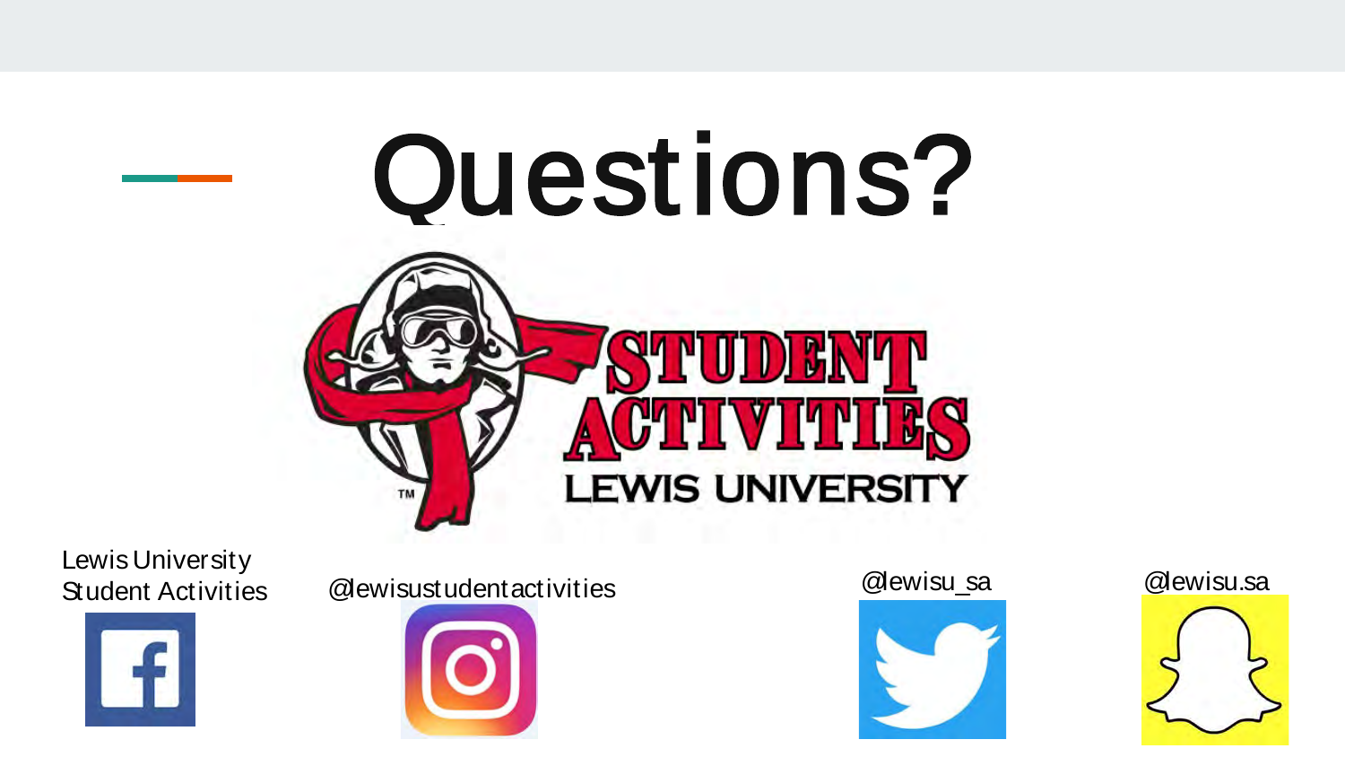# Questions?

Lewis University Student Activities

@lewisustudentactivities

@lewisu_sa

@lewisu.sa